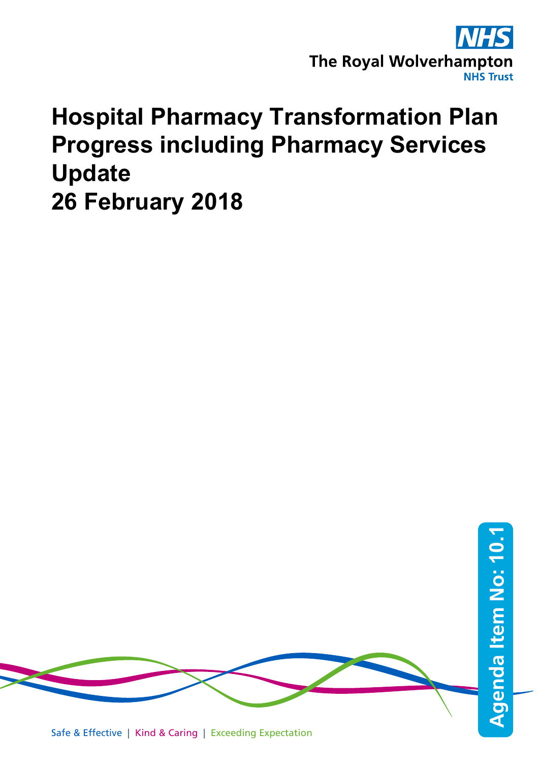The Royal Wolverhampton NHS Trust

# Hospital Pharmacy Transformation Plan Progress including Pharmacy Services Update
# 26 February 2018

Agenda Item No: 10.1

Safe & Effective | Kind & Caring | Exceeding Expectation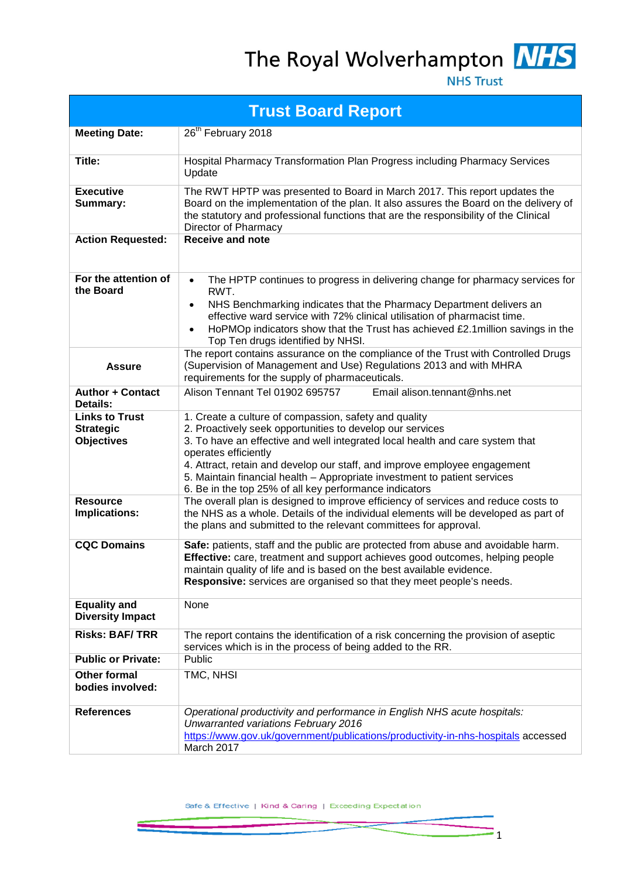The Royal Wolverhampton **NHS**
NHS Trust

# Trust Board Report

| | |
|---|---|
| **Meeting Date:** | 26th February 2018 |
| **Title:** | Hospital Pharmacy Transformation Plan Progress including Pharmacy Services Update |
| **Executive Summary:** | The RWT HPTP was presented to Board in March 2017. This report updates the Board on the implementation of the plan. It also assures the Board on the delivery of the statutory and professional functions that are the responsibility of the Clinical Director of Pharmacy |
| **Action Requested:** | **Receive and note** |
| **For the attention of the Board** | • The HPTP continues to progress in delivering change for pharmacy services for RWT.<br>• NHS Benchmarking indicates that the Pharmacy Department delivers an effective ward service with 72% clinical utilisation of pharmacist time.<br>• HoPMOp indicators show that the Trust has achieved £2.1million savings in the Top Ten drugs identified by NHSI. |
| **Assure** | The report contains assurance on the compliance of the Trust with Controlled Drugs (Supervision of Management and Use) Regulations 2013 and with MHRA requirements for the supply of pharmaceuticals. |
| **Author + Contact Details:** | Alison Tennant Tel 01902 695757 Email alison.tennant@nhs.net |
| **Links to Trust Strategic Objectives** | 1. Create a culture of compassion, safety and quality<br>2. Proactively seek opportunities to develop our services<br>3. To have an effective and well integrated local health and care system that operates efficiently<br>4. Attract, retain and develop our staff, and improve employee engagement<br>5. Maintain financial health – Appropriate investment to patient services<br>6. Be in the top 25% of all key performance indicators |
| **Resource Implications:** | The overall plan is designed to improve efficiency of services and reduce costs to the NHS as a whole. Details of the individual elements will be developed as part of the plans and submitted to the relevant committees for approval. |
| **CQC Domains** | **Safe:** patients, staff and the public are protected from abuse and avoidable harm.<br>**Effective:** care, treatment and support achieves good outcomes, helping people maintain quality of life and is based on the best available evidence.<br>**Responsive:** services are organised so that they meet people's needs. |
| **Equality and Diversity Impact** | None |
| **Risks: BAF/ TRR** | The report contains the identification of a risk concerning the provision of aseptic services which is in the process of being added to the RR. |
| **Public or Private:** | Public |
| **Other formal bodies involved:** | TMC, NHSI |
| **References** | *Operational productivity and performance in English NHS acute hospitals: Unwarranted variations February 2016*<br>https://www.gov.uk/government/publications/productivity-in-nhs-hospitals accessed March 2017 |

Safe & Effective | Kind & Caring | Exceeding Expectation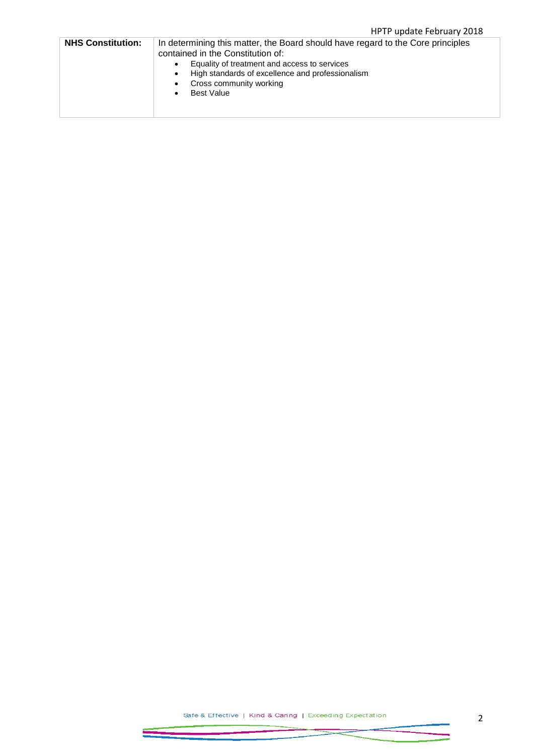| NHS Constitution: | In determining this matter, the Board should have regard to the Core principles contained in the Constitution of:<br>• Equality of treatment and access to services<br>• High standards of excellence and professionalism<br>• Cross community working<br>• Best Value |
|---|---|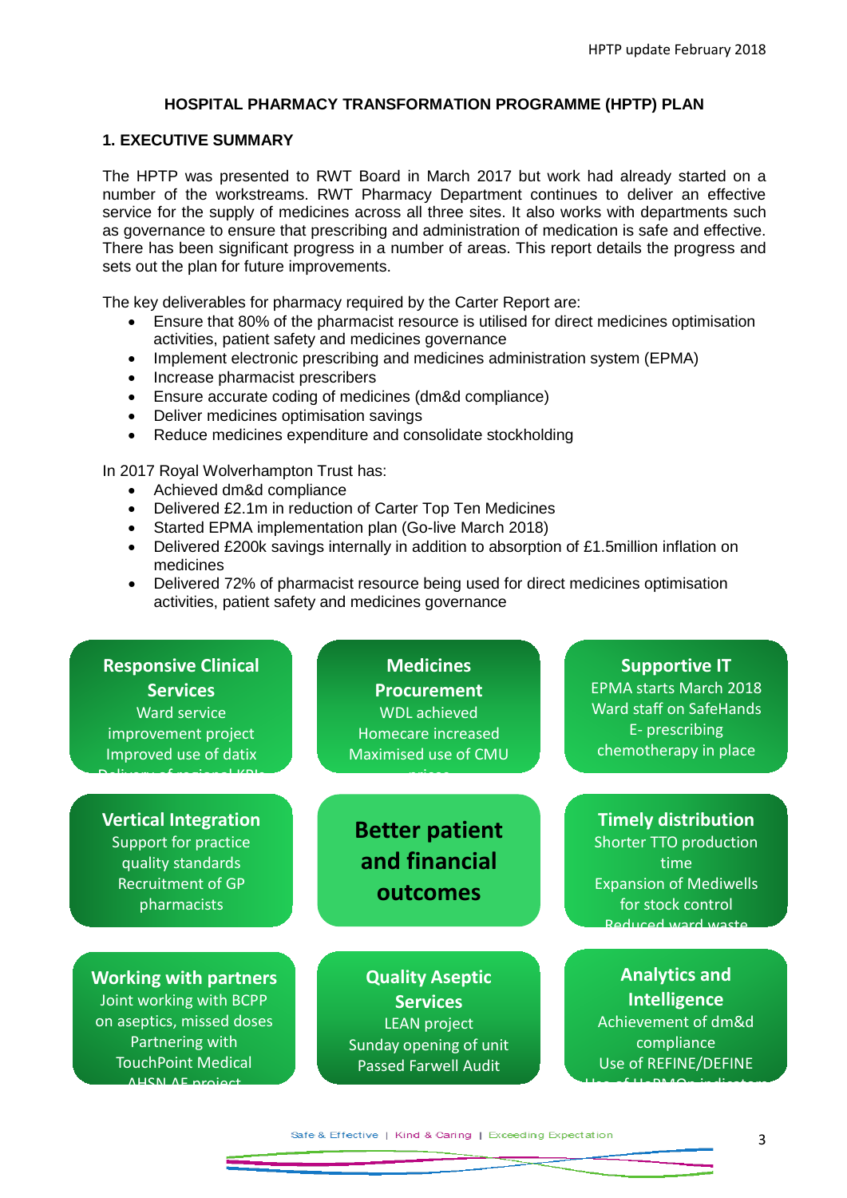# HOSPITAL PHARMACY TRANSFORMATION PROGRAMME (HPTP) PLAN

## 1. EXECUTIVE SUMMARY

The HPTP was presented to RWT Board in March 2017 but work had already started on a number of the workstreams. RWT Pharmacy Department continues to deliver an effective service for the supply of medicines across all three sites. It also works with departments such as governance to ensure that prescribing and administration of medication is safe and effective. There has been significant progress in a number of areas. This report details the progress and sets out the plan for future improvements.

The key deliverables for pharmacy required by the Carter Report are:

- Ensure that 80% of the pharmacist resource is utilised for direct medicines optimisation activities, patient safety and medicines governance
- Implement electronic prescribing and medicines administration system (EPMA)
- Increase pharmacist prescribers
- Ensure accurate coding of medicines (dm&d compliance)
- Deliver medicines optimisation savings
- Reduce medicines expenditure and consolidate stockholding

In 2017 Royal Wolverhampton Trust has:

- Achieved dm&d compliance
- Delivered £2.1m in reduction of Carter Top Ten Medicines
- Started EPMA implementation plan (Go-live March 2018)
- Delivered £200k savings internally in addition to absorption of £1.5million inflation on medicines
- Delivered 72% of pharmacist resource being used for direct medicines optimisation activities, patient safety and medicines governance

**Responsive Clinical Services**
Ward service improvement project
Improved use of datix
Delivery of regional KPIs

**Medicines Procurement**
WDL achieved
Homecare increased
Maximised use of CMU prices

**Supportive IT**
EPMA starts March 2018
Ward staff on SafeHands
E- prescribing chemotherapy in place

**Vertical Integration**
Support for practice quality standards
Recruitment of GP pharmacists

**Better patient and financial outcomes**

**Timely distribution**
Shorter TTO production time
Expansion of Mediwells for stock control
Reduced ward waste

**Working with partners**
Joint working with BCPP on aseptics, missed doses
Partnering with TouchPoint Medical
AHSN AF project

**Quality Aseptic Services**
LEAN project
Sunday opening of unit
Passed Farwell Audit

**Analytics and Intelligence**
Achievement of dm&d compliance
Use of REFINE/DEFINE
Use of HoPMOn indicators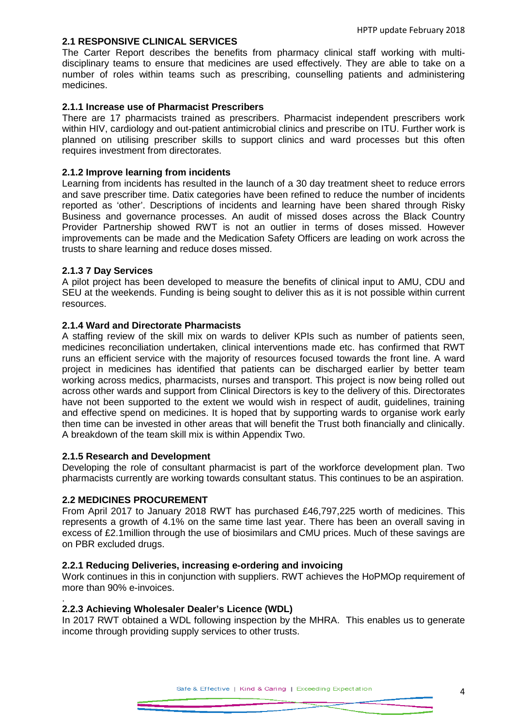## 2.1 RESPONSIVE CLINICAL SERVICES

The Carter Report describes the benefits from pharmacy clinical staff working with multi-disciplinary teams to ensure that medicines are used effectively. They are able to take on a number of roles within teams such as prescribing, counselling patients and administering medicines.

### 2.1.1 Increase use of Pharmacist Prescribers

There are 17 pharmacists trained as prescribers. Pharmacist independent prescribers work within HIV, cardiology and out-patient antimicrobial clinics and prescribe on ITU. Further work is planned on utilising prescriber skills to support clinics and ward processes but this often requires investment from directorates.

### 2.1.2 Improve learning from incidents

Learning from incidents has resulted in the launch of a 30 day treatment sheet to reduce errors and save prescriber time. Datix categories have been refined to reduce the number of incidents reported as 'other'. Descriptions of incidents and learning have been shared through Risky Business and governance processes. An audit of missed doses across the Black Country Provider Partnership showed RWT is not an outlier in terms of doses missed. However improvements can be made and the Medication Safety Officers are leading on work across the trusts to share learning and reduce doses missed.

### 2.1.3 7 Day Services

A pilot project has been developed to measure the benefits of clinical input to AMU, CDU and SEU at the weekends. Funding is being sought to deliver this as it is not possible within current resources.

### 2.1.4 Ward and Directorate Pharmacists

A staffing review of the skill mix on wards to deliver KPIs such as number of patients seen, medicines reconciliation undertaken, clinical interventions made etc. has confirmed that RWT runs an efficient service with the majority of resources focused towards the front line. A ward project in medicines has identified that patients can be discharged earlier by better team working across medics, pharmacists, nurses and transport. This project is now being rolled out across other wards and support from Clinical Directors is key to the delivery of this. Directorates have not been supported to the extent we would wish in respect of audit, guidelines, training and effective spend on medicines. It is hoped that by supporting wards to organise work early then time can be invested in other areas that will benefit the Trust both financially and clinically. A breakdown of the team skill mix is within Appendix Two.

### 2.1.5 Research and Development

Developing the role of consultant pharmacist is part of the workforce development plan. Two pharmacists currently are working towards consultant status. This continues to be an aspiration.

## 2.2 MEDICINES PROCUREMENT

From April 2017 to January 2018 RWT has purchased £46,797,225 worth of medicines. This represents a growth of 4.1% on the same time last year. There has been an overall saving in excess of £2.1million through the use of biosimilars and CMU prices. Much of these savings are on PBR excluded drugs.

### 2.2.1 Reducing Deliveries, increasing e-ordering and invoicing

Work continues in this in conjunction with suppliers. RWT achieves the HoPMOp requirement of more than 90% e-invoices.

### 2.2.3 Achieving Wholesaler Dealer's Licence (WDL)

In 2017 RWT obtained a WDL following inspection by the MHRA. This enables us to generate income through providing supply services to other trusts.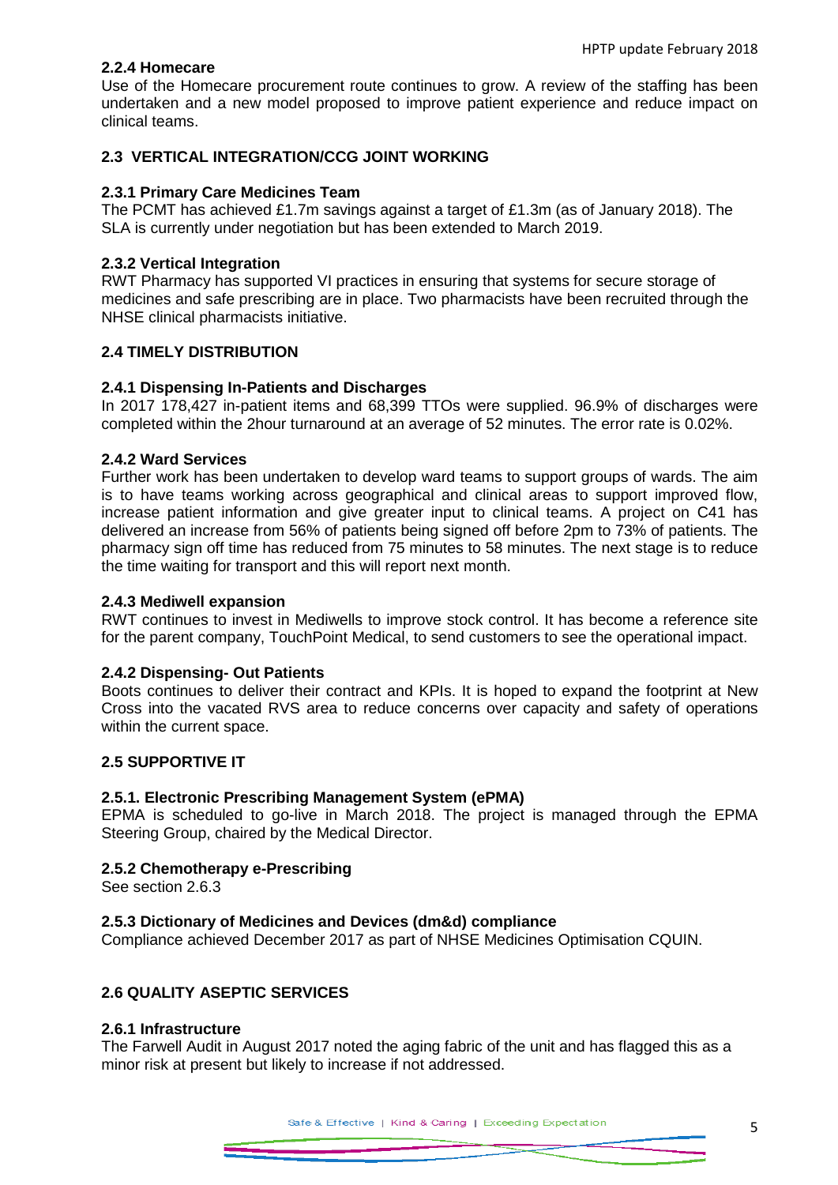### 2.2.4 Homecare

Use of the Homecare procurement route continues to grow. A review of the staffing has been undertaken and a new model proposed to improve patient experience and reduce impact on clinical teams.

## 2.3 VERTICAL INTEGRATION/CCG JOINT WORKING

### 2.3.1 Primary Care Medicines Team

The PCMT has achieved £1.7m savings against a target of £1.3m (as of January 2018). The SLA is currently under negotiation but has been extended to March 2019.

### 2.3.2 Vertical Integration

RWT Pharmacy has supported VI practices in ensuring that systems for secure storage of medicines and safe prescribing are in place. Two pharmacists have been recruited through the NHSE clinical pharmacists initiative.

## 2.4 TIMELY DISTRIBUTION

### 2.4.1 Dispensing In-Patients and Discharges

In 2017 178,427 in-patient items and 68,399 TTOs were supplied. 96.9% of discharges were completed within the 2hour turnaround at an average of 52 minutes. The error rate is 0.02%.

### 2.4.2 Ward Services

Further work has been undertaken to develop ward teams to support groups of wards. The aim is to have teams working across geographical and clinical areas to support improved flow, increase patient information and give greater input to clinical teams. A project on C41 has delivered an increase from 56% of patients being signed off before 2pm to 73% of patients. The pharmacy sign off time has reduced from 75 minutes to 58 minutes. The next stage is to reduce the time waiting for transport and this will report next month.

### 2.4.3 Mediwell expansion

RWT continues to invest in Mediwells to improve stock control. It has become a reference site for the parent company, TouchPoint Medical, to send customers to see the operational impact.

### 2.4.2 Dispensing- Out Patients

Boots continues to deliver their contract and KPIs. It is hoped to expand the footprint at New Cross into the vacated RVS area to reduce concerns over capacity and safety of operations within the current space.

## 2.5 SUPPORTIVE IT

### 2.5.1. Electronic Prescribing Management System (ePMA)

EPMA is scheduled to go-live in March 2018. The project is managed through the EPMA Steering Group, chaired by the Medical Director.

### 2.5.2 Chemotherapy e-Prescribing

See section 2.6.3

### 2.5.3 Dictionary of Medicines and Devices (dm&d) compliance

Compliance achieved December 2017 as part of NHSE Medicines Optimisation CQUIN.

## 2.6 QUALITY ASEPTIC SERVICES

### 2.6.1 Infrastructure

The Farwell Audit in August 2017 noted the aging fabric of the unit and has flagged this as a minor risk at present but likely to increase if not addressed.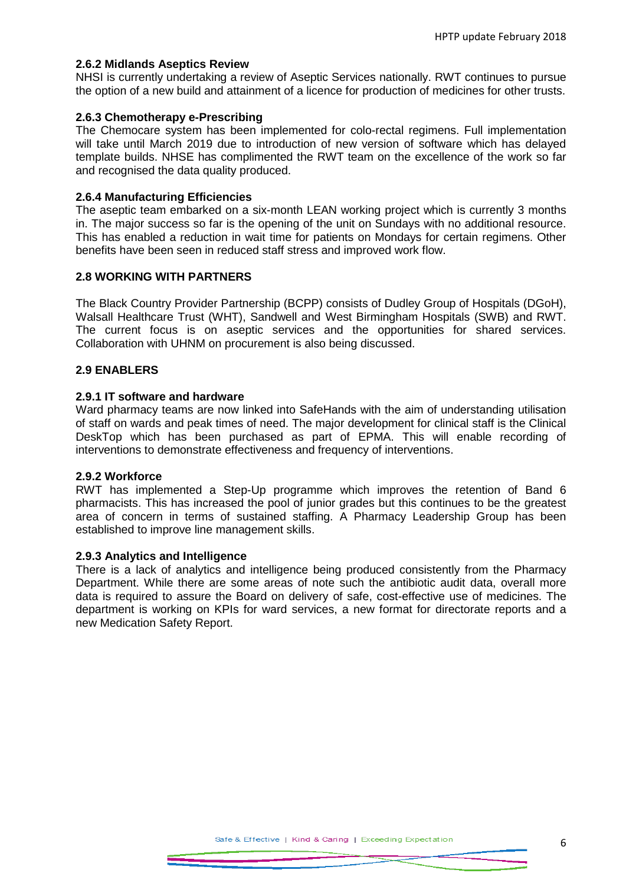#### 2.6.2 Midlands Aseptics Review

NHSI is currently undertaking a review of Aseptic Services nationally. RWT continues to pursue the option of a new build and attainment of a licence for production of medicines for other trusts.

#### 2.6.3 Chemotherapy e-Prescribing

The Chemocare system has been implemented for colo-rectal regimens. Full implementation will take until March 2019 due to introduction of new version of software which has delayed template builds. NHSE has complimented the RWT team on the excellence of the work so far and recognised the data quality produced.

#### 2.6.4 Manufacturing Efficiencies

The aseptic team embarked on a six-month LEAN working project which is currently 3 months in. The major success so far is the opening of the unit on Sundays with no additional resource. This has enabled a reduction in wait time for patients on Mondays for certain regimens. Other benefits have been seen in reduced staff stress and improved work flow.

### 2.8 WORKING WITH PARTNERS

The Black Country Provider Partnership (BCPP) consists of Dudley Group of Hospitals (DGoH), Walsall Healthcare Trust (WHT), Sandwell and West Birmingham Hospitals (SWB) and RWT. The current focus is on aseptic services and the opportunities for shared services. Collaboration with UHNM on procurement is also being discussed.

### 2.9 ENABLERS

#### 2.9.1 IT software and hardware

Ward pharmacy teams are now linked into SafeHands with the aim of understanding utilisation of staff on wards and peak times of need. The major development for clinical staff is the Clinical DeskTop which has been purchased as part of EPMA. This will enable recording of interventions to demonstrate effectiveness and frequency of interventions.

#### 2.9.2 Workforce

RWT has implemented a Step-Up programme which improves the retention of Band 6 pharmacists. This has increased the pool of junior grades but this continues to be the greatest area of concern in terms of sustained staffing. A Pharmacy Leadership Group has been established to improve line management skills.

#### 2.9.3 Analytics and Intelligence

There is a lack of analytics and intelligence being produced consistently from the Pharmacy Department. While there are some areas of note such the antibiotic audit data, overall more data is required to assure the Board on delivery of safe, cost-effective use of medicines. The department is working on KPIs for ward services, a new format for directorate reports and a new Medication Safety Report.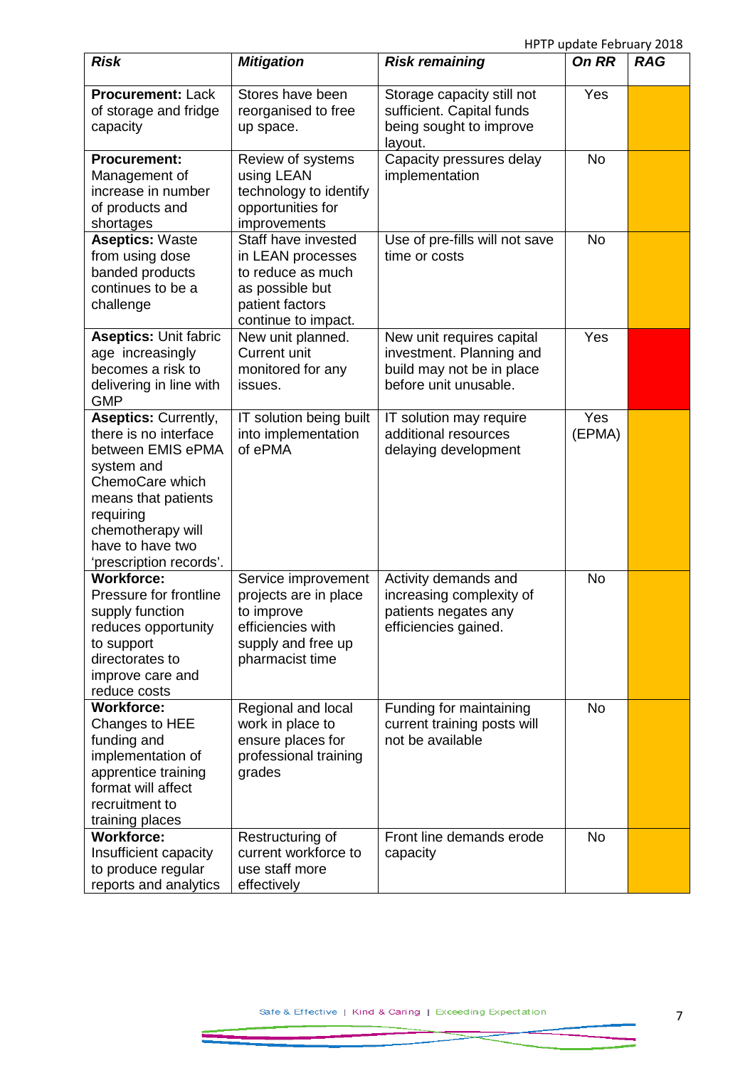| *Risk* | *Mitigation* | *Risk remaining* | *On RR* | *RAG* |
|---|---|---|---|---|
| **Procurement:** Lack of storage and fridge capacity | Stores have been reorganised to free up space. | Storage capacity still not sufficient. Capital funds being sought to improve layout. | Yes | |
| **Procurement:** Management of increase in number of products and shortages | Review of systems using LEAN technology to identify opportunities for improvements | Capacity pressures delay implementation | No | |
| **Aseptics:** Waste from using dose banded products continues to be a challenge | Staff have invested in LEAN processes to reduce as much as possible but patient factors continue to impact. | Use of pre-fills will not save time or costs | No | |
| **Aseptics:** Unit fabric age increasingly becomes a risk to delivering in line with GMP | New unit planned. Current unit monitored for any issues. | New unit requires capital investment. Planning and build may not be in place before unit unusable. | Yes | |
| **Aseptics:** Currently, there is no interface between EMIS ePMA system and ChemoCare which means that patients requiring chemotherapy will have to have two 'prescription records'. | IT solution being built into implementation of ePMA | IT solution may require additional resources delaying development | Yes (EPMA) | |
| **Workforce:** Pressure for frontline supply function reduces opportunity to support directorates to improve care and reduce costs | Service improvement projects are in place to improve efficiencies with supply and free up pharmacist time | Activity demands and increasing complexity of patients negates any efficiencies gained. | No | |
| **Workforce:** Changes to HEE funding and implementation of apprentice training format will affect recruitment to training places | Regional and local work in place to ensure places for professional training grades | Funding for maintaining current training posts will not be available | No | |
| **Workforce:** Insufficient capacity to produce regular reports and analytics | Restructuring of current workforce to use staff more effectively | Front line demands erode capacity | No | |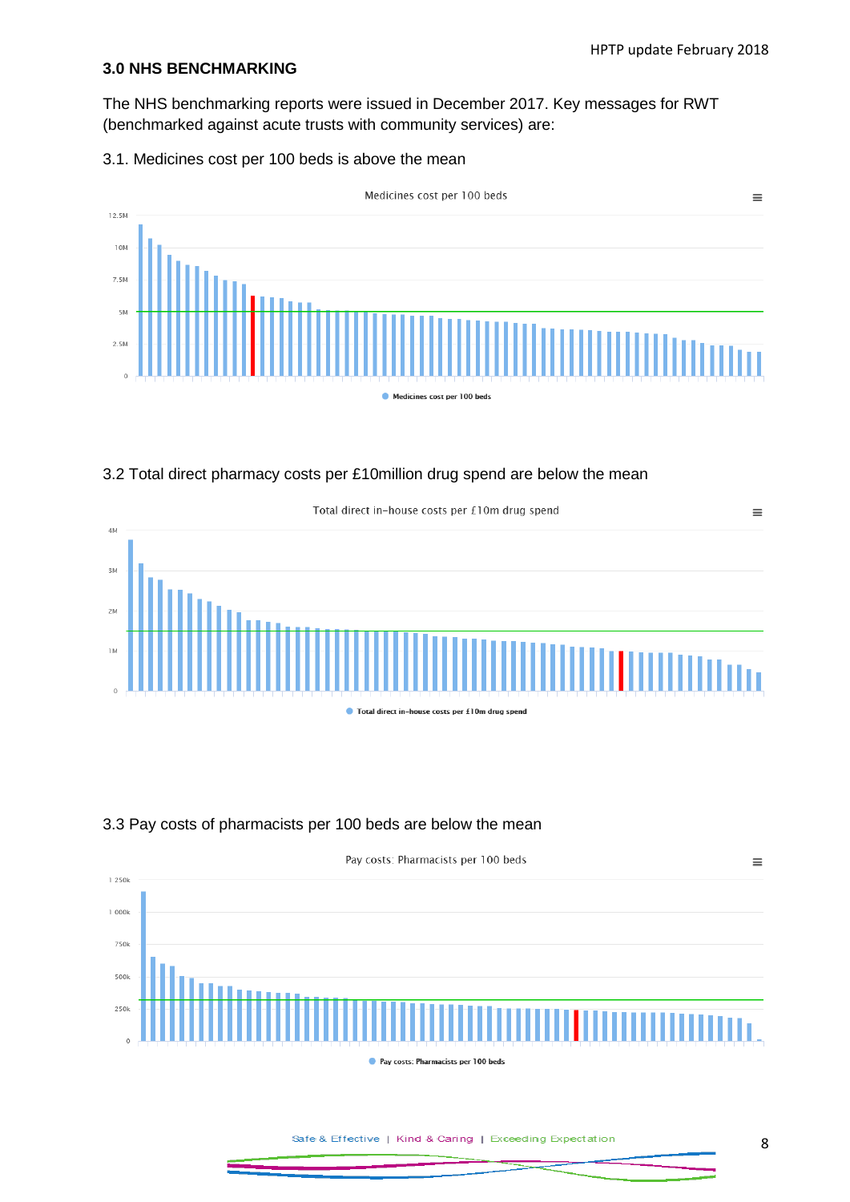## 3.0 NHS BENCHMARKING

The NHS benchmarking reports were issued in December 2017. Key messages for RWT (benchmarked against acute trusts with community services) are:

3.1. Medicines cost per 100 beds is above the mean

Medicines cost per 100 beds

Medicines cost per 100 beds

3.2 Total direct pharmacy costs per £10million drug spend are below the mean

Total direct in-house costs per £10m drug spend

Total direct in-house costs per £10m drug spend

3.3 Pay costs of pharmacists per 100 beds are below the mean

Pay costs: Pharmacists per 100 beds

Pay costs: Pharmacists per 100 beds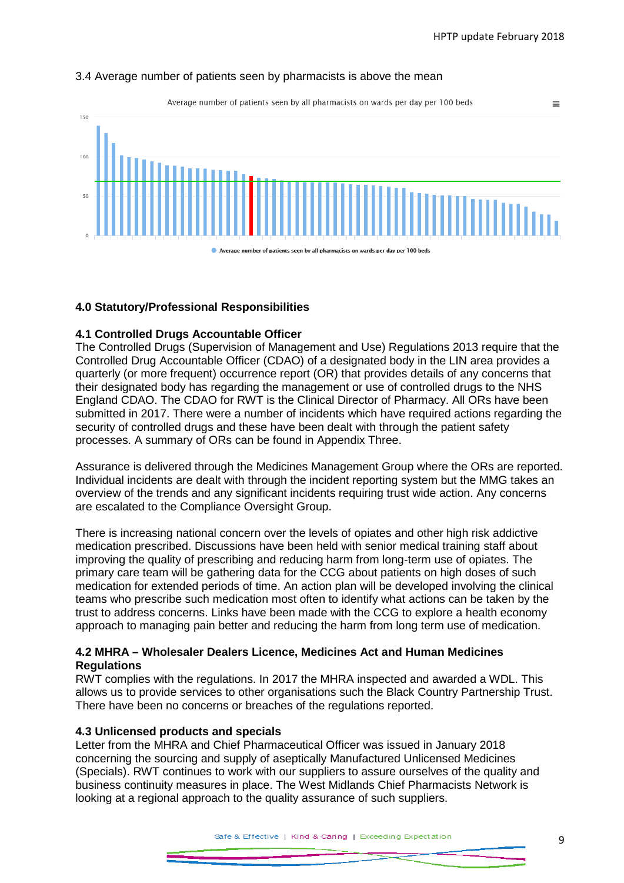3.4 Average number of patients seen by pharmacists is above the mean

Average number of patients seen by all pharmacists on wards per day per 100 beds

150

100

50

0

Average number of patients seen by all pharmacists on wards per day per 100 beds

**4.0 Statutory/Professional Responsibilities**

**4.1 Controlled Drugs Accountable Officer**

The Controlled Drugs (Supervision of Management and Use) Regulations 2013 require that the Controlled Drug Accountable Officer (CDAO) of a designated body in the LIN area provides a quarterly (or more frequent) occurrence report (OR) that provides details of any concerns that their designated body has regarding the management or use of controlled drugs to the NHS England CDAO. The CDAO for RWT is the Clinical Director of Pharmacy. All ORs have been submitted in 2017. There were a number of incidents which have required actions regarding the security of controlled drugs and these have been dealt with through the patient safety processes. A summary of ORs can be found in Appendix Three.

Assurance is delivered through the Medicines Management Group where the ORs are reported. Individual incidents are dealt with through the incident reporting system but the MMG takes an overview of the trends and any significant incidents requiring trust wide action. Any concerns are escalated to the Compliance Oversight Group.

There is increasing national concern over the levels of opiates and other high risk addictive medication prescribed. Discussions have been held with senior medical training staff about improving the quality of prescribing and reducing harm from long-term use of opiates. The primary care team will be gathering data for the CCG about patients on high doses of such medication for extended periods of time. An action plan will be developed involving the clinical teams who prescribe such medication most often to identify what actions can be taken by the trust to address concerns. Links have been made with the CCG to explore a health economy approach to managing pain better and reducing the harm from long term use of medication.

**4.2 MHRA – Wholesaler Dealers Licence, Medicines Act and Human Medicines Regulations**

RWT complies with the regulations. In 2017 the MHRA inspected and awarded a WDL. This allows us to provide services to other organisations such the Black Country Partnership Trust. There have been no concerns or breaches of the regulations reported.

**4.3 Unlicensed products and specials**

Letter from the MHRA and Chief Pharmaceutical Officer was issued in January 2018 concerning the sourcing and supply of aseptically Manufactured Unlicensed Medicines (Specials). RWT continues to work with our suppliers to assure ourselves of the quality and business continuity measures in place. The West Midlands Chief Pharmacists Network is looking at a regional approach to the quality assurance of such suppliers.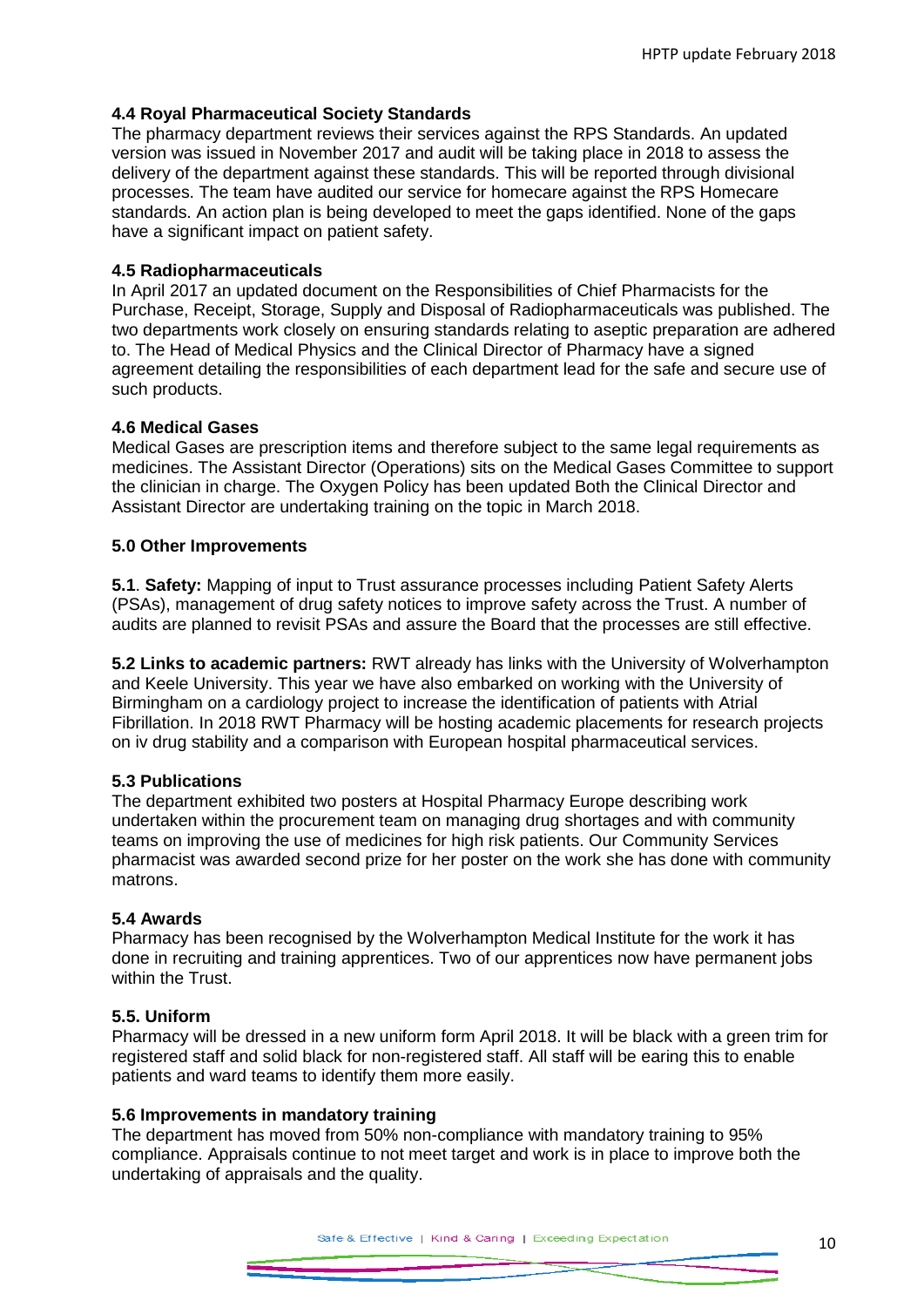### 4.4 Royal Pharmaceutical Society Standards

The pharmacy department reviews their services against the RPS Standards. An updated version was issued in November 2017 and audit will be taking place in 2018 to assess the delivery of the department against these standards. This will be reported through divisional processes. The team have audited our service for homecare against the RPS Homecare standards. An action plan is being developed to meet the gaps identified. None of the gaps have a significant impact on patient safety.

### 4.5 Radiopharmaceuticals

In April 2017 an updated document on the Responsibilities of Chief Pharmacists for the Purchase, Receipt, Storage, Supply and Disposal of Radiopharmaceuticals was published. The two departments work closely on ensuring standards relating to aseptic preparation are adhered to. The Head of Medical Physics and the Clinical Director of Pharmacy have a signed agreement detailing the responsibilities of each department lead for the safe and secure use of such products.

### 4.6 Medical Gases

Medical Gases are prescription items and therefore subject to the same legal requirements as medicines. The Assistant Director (Operations) sits on the Medical Gases Committee to support the clinician in charge. The Oxygen Policy has been updated Both the Clinical Director and Assistant Director are undertaking training on the topic in March 2018.

## 5.0 Other Improvements

**5.1**. **Safety:** Mapping of input to Trust assurance processes including Patient Safety Alerts (PSAs), management of drug safety notices to improve safety across the Trust. A number of audits are planned to revisit PSAs and assure the Board that the processes are still effective.

**5.2 Links to academic partners:** RWT already has links with the University of Wolverhampton and Keele University. This year we have also embarked on working with the University of Birmingham on a cardiology project to increase the identification of patients with Atrial Fibrillation. In 2018 RWT Pharmacy will be hosting academic placements for research projects on iv drug stability and a comparison with European hospital pharmaceutical services.

### 5.3 Publications

The department exhibited two posters at Hospital Pharmacy Europe describing work undertaken within the procurement team on managing drug shortages and with community teams on improving the use of medicines for high risk patients. Our Community Services pharmacist was awarded second prize for her poster on the work she has done with community matrons.

### 5.4 Awards

Pharmacy has been recognised by the Wolverhampton Medical Institute for the work it has done in recruiting and training apprentices. Two of our apprentices now have permanent jobs within the Trust.

### 5.5. Uniform

Pharmacy will be dressed in a new uniform form April 2018. It will be black with a green trim for registered staff and solid black for non-registered staff. All staff will be earing this to enable patients and ward teams to identify them more easily.

### 5.6 Improvements in mandatory training

The department has moved from 50% non-compliance with mandatory training to 95% compliance. Appraisals continue to not meet target and work is in place to improve both the undertaking of appraisals and the quality.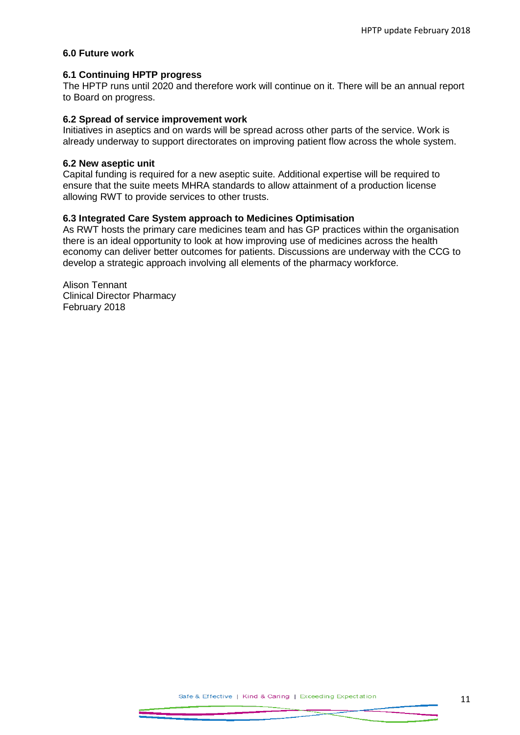## 6.0 Future work

### 6.1 Continuing HPTP progress

The HPTP runs until 2020 and therefore work will continue on it. There will be an annual report to Board on progress.

### 6.2 Spread of service improvement work

Initiatives in aseptics and on wards will be spread across other parts of the service. Work is already underway to support directorates on improving patient flow across the whole system.

### 6.2 New aseptic unit

Capital funding is required for a new aseptic suite. Additional expertise will be required to ensure that the suite meets MHRA standards to allow attainment of a production license allowing RWT to provide services to other trusts.

### 6.3 Integrated Care System approach to Medicines Optimisation

As RWT hosts the primary care medicines team and has GP practices within the organisation there is an ideal opportunity to look at how improving use of medicines across the health economy can deliver better outcomes for patients. Discussions are underway with the CCG to develop a strategic approach involving all elements of the pharmacy workforce.

Alison Tennant
Clinical Director Pharmacy
February 2018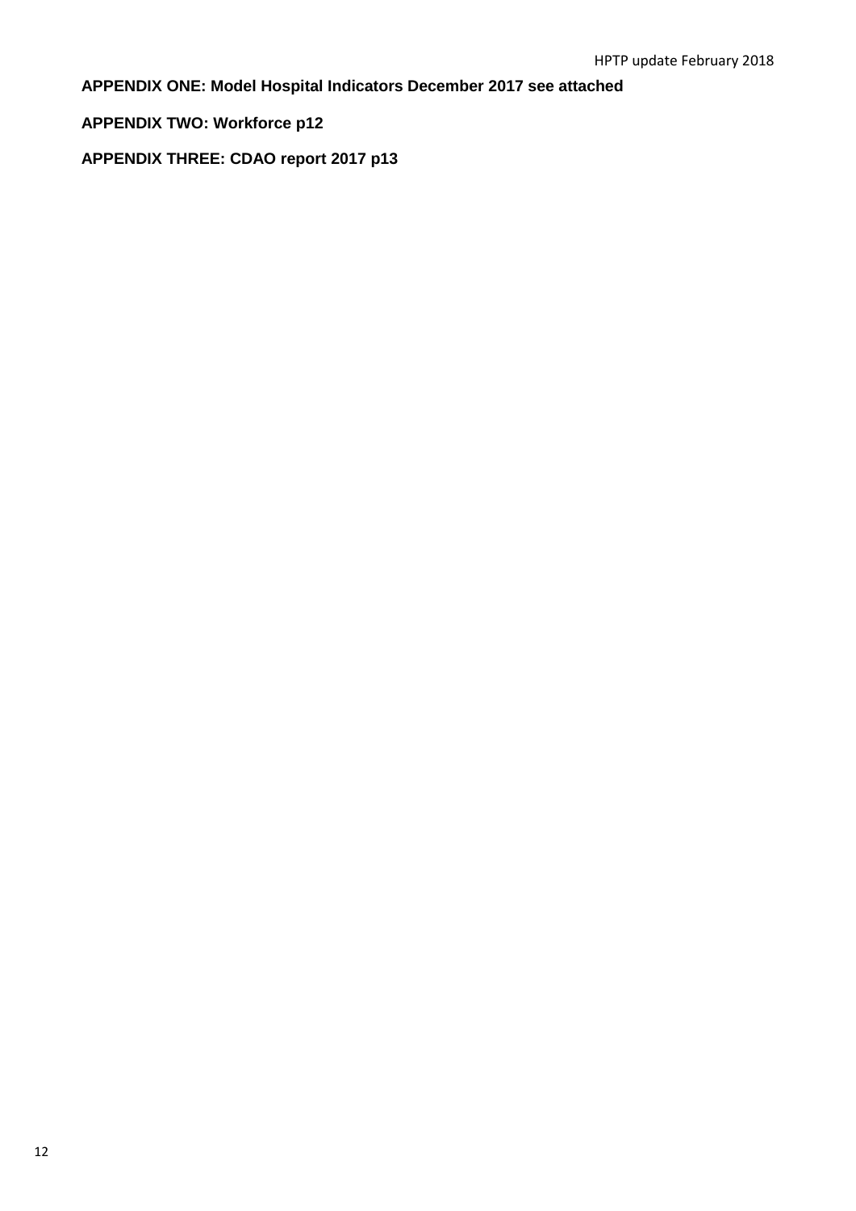**APPENDIX ONE: Model Hospital Indicators December 2017 see attached**

**APPENDIX TWO: Workforce p12**

**APPENDIX THREE: CDAO report 2017 p13**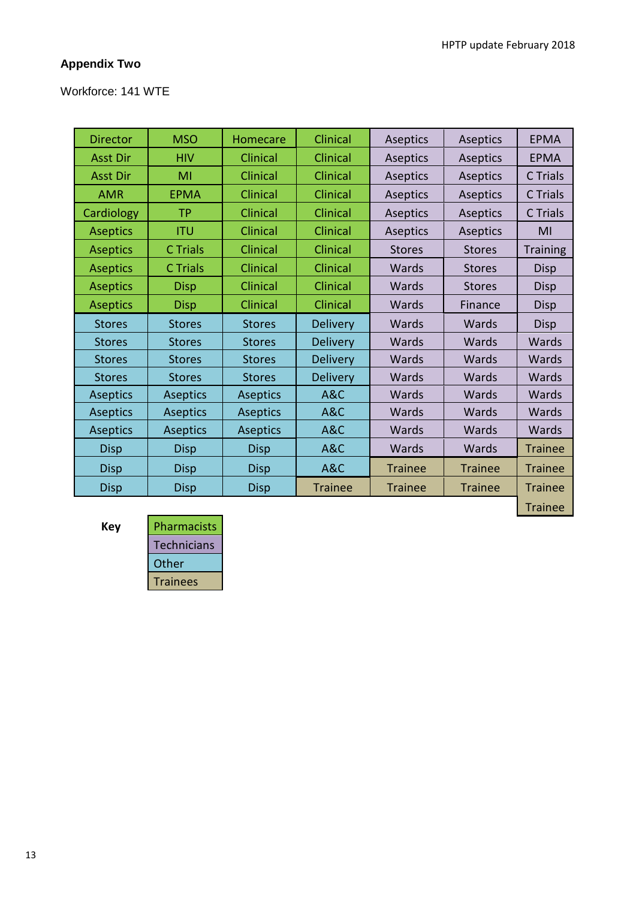## Appendix Two

Workforce: 141 WTE

| | | | | | | |
|---|---|---|---|---|---|---|
| Director | MSO | Homecare | Clinical | Aseptics | Aseptics | EPMA |
| Asst Dir | HIV | Clinical | Clinical | Aseptics | Aseptics | EPMA |
| Asst Dir | MI | Clinical | Clinical | Aseptics | Aseptics | C Trials |
| AMR | EPMA | Clinical | Clinical | Aseptics | Aseptics | C Trials |
| Cardiology | TP | Clinical | Clinical | Aseptics | Aseptics | C Trials |
| Aseptics | ITU | Clinical | Clinical | Aseptics | Aseptics | MI |
| Aseptics | C Trials | Clinical | Clinical | Stores | Stores | Training |
| Aseptics | C Trials | Clinical | Clinical | Wards | Stores | Disp |
| Aseptics | Disp | Clinical | Clinical | Wards | Stores | Disp |
| Aseptics | Disp | Clinical | Clinical | Wards | Finance | Disp |
| Stores | Stores | Stores | Delivery | Wards | Wards | Disp |
| Stores | Stores | Stores | Delivery | Wards | Wards | Wards |
| Stores | Stores | Stores | Delivery | Wards | Wards | Wards |
| Stores | Stores | Stores | Delivery | Wards | Wards | Wards |
| Aseptics | Aseptics | Aseptics | A&C | Wards | Wards | Wards |
| Aseptics | Aseptics | Aseptics | A&C | Wards | Wards | Wards |
| Aseptics | Aseptics | Aseptics | A&C | Wards | Wards | Wards |
| Disp | Disp | Disp | A&C | Wards | Wards | Trainee |
| Disp | Disp | Disp | A&C | Trainee | Trainee | Trainee |
| Disp | Disp | Disp | Trainee | Trainee | Trainee | Trainee |
| | | | | | | Trainee |

**Key**

| Key |
|---|
| Pharmacists |
| Technicians |
| Other |
| Trainees |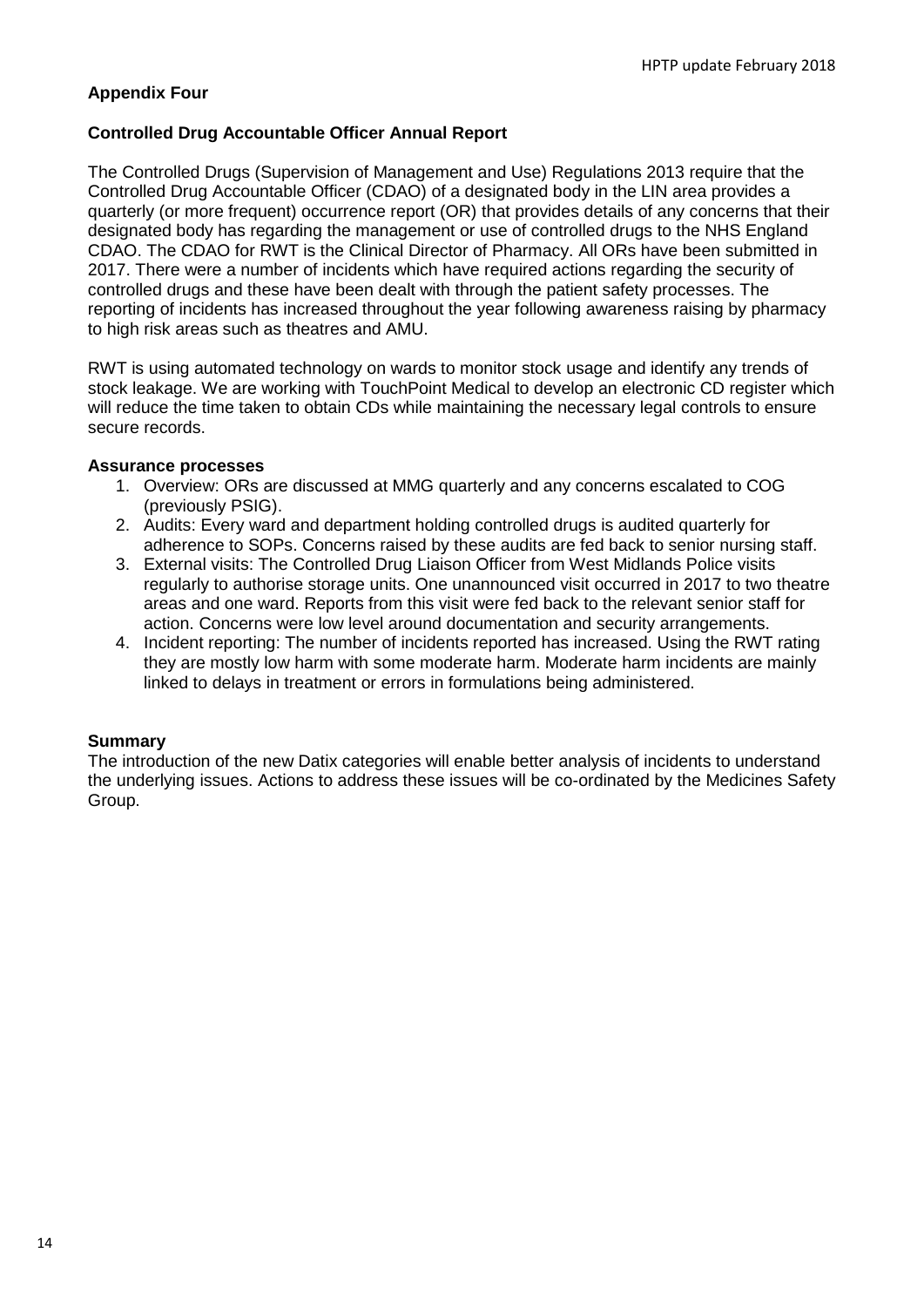**Appendix Four**

**Controlled Drug Accountable Officer Annual Report**

The Controlled Drugs (Supervision of Management and Use) Regulations 2013 require that the Controlled Drug Accountable Officer (CDAO) of a designated body in the LIN area provides a quarterly (or more frequent) occurrence report (OR) that provides details of any concerns that their designated body has regarding the management or use of controlled drugs to the NHS England CDAO. The CDAO for RWT is the Clinical Director of Pharmacy. All ORs have been submitted in 2017. There were a number of incidents which have required actions regarding the security of controlled drugs and these have been dealt with through the patient safety processes. The reporting of incidents has increased throughout the year following awareness raising by pharmacy to high risk areas such as theatres and AMU.

RWT is using automated technology on wards to monitor stock usage and identify any trends of stock leakage. We are working with TouchPoint Medical to develop an electronic CD register which will reduce the time taken to obtain CDs while maintaining the necessary legal controls to ensure secure records.

**Assurance processes**

1. Overview: ORs are discussed at MMG quarterly and any concerns escalated to COG (previously PSIG).
2. Audits: Every ward and department holding controlled drugs is audited quarterly for adherence to SOPs. Concerns raised by these audits are fed back to senior nursing staff.
3. External visits: The Controlled Drug Liaison Officer from West Midlands Police visits regularly to authorise storage units. One unannounced visit occurred in 2017 to two theatre areas and one ward. Reports from this visit were fed back to the relevant senior staff for action. Concerns were low level around documentation and security arrangements.
4. Incident reporting: The number of incidents reported has increased. Using the RWT rating they are mostly low harm with some moderate harm. Moderate harm incidents are mainly linked to delays in treatment or errors in formulations being administered.

**Summary**

The introduction of the new Datix categories will enable better analysis of incidents to understand the underlying issues. Actions to address these issues will be co-ordinated by the Medicines Safety Group.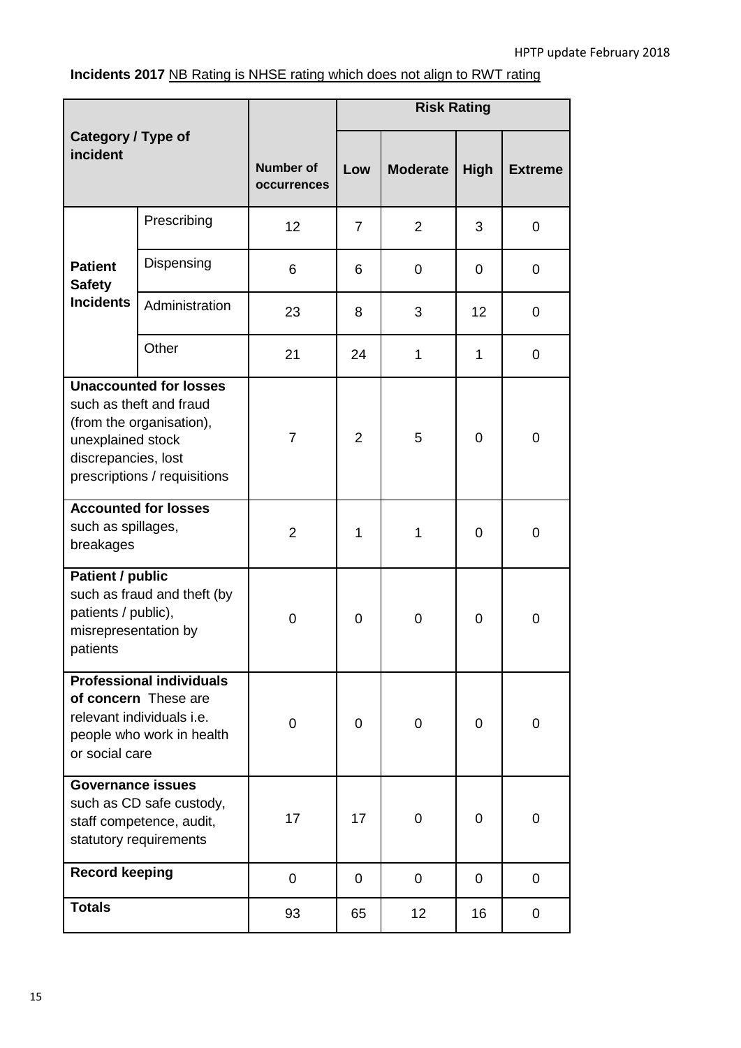**Incidents 2017** NB Rating is NHSE rating which does not align to RWT rating

| Category / Type of incident | | Number of occurrences | Risk Rating | | | |
|---|---|---|---|---|---|---|
| | | | Low | Moderate | High | Extreme |
| **Patient Safety Incidents** | Prescribing | 12 | 7 | 2 | 3 | 0 |
| | Dispensing | 6 | 6 | 0 | 0 | 0 |
| | Administration | 23 | 8 | 3 | 12 | 0 |
| | Other | 21 | 24 | 1 | 1 | 0 |
| **Unaccounted for losses** such as theft and fraud (from the organisation), unexplained stock discrepancies, lost prescriptions / requisitions | | 7 | 2 | 5 | 0 | 0 |
| **Accounted for losses** such as spillages, breakages | | 2 | 1 | 1 | 0 | 0 |
| **Patient / public** such as fraud and theft (by patients / public), misrepresentation by patients | | 0 | 0 | 0 | 0 | 0 |
| **Professional individuals of concern** These are relevant individuals i.e. people who work in health or social care | | 0 | 0 | 0 | 0 | 0 |
| **Governance issues** such as CD safe custody, staff competence, audit, statutory requirements | | 17 | 17 | 0 | 0 | 0 |
| **Record keeping** | | 0 | 0 | 0 | 0 | 0 |
| **Totals** | | 93 | 65 | 12 | 16 | 0 |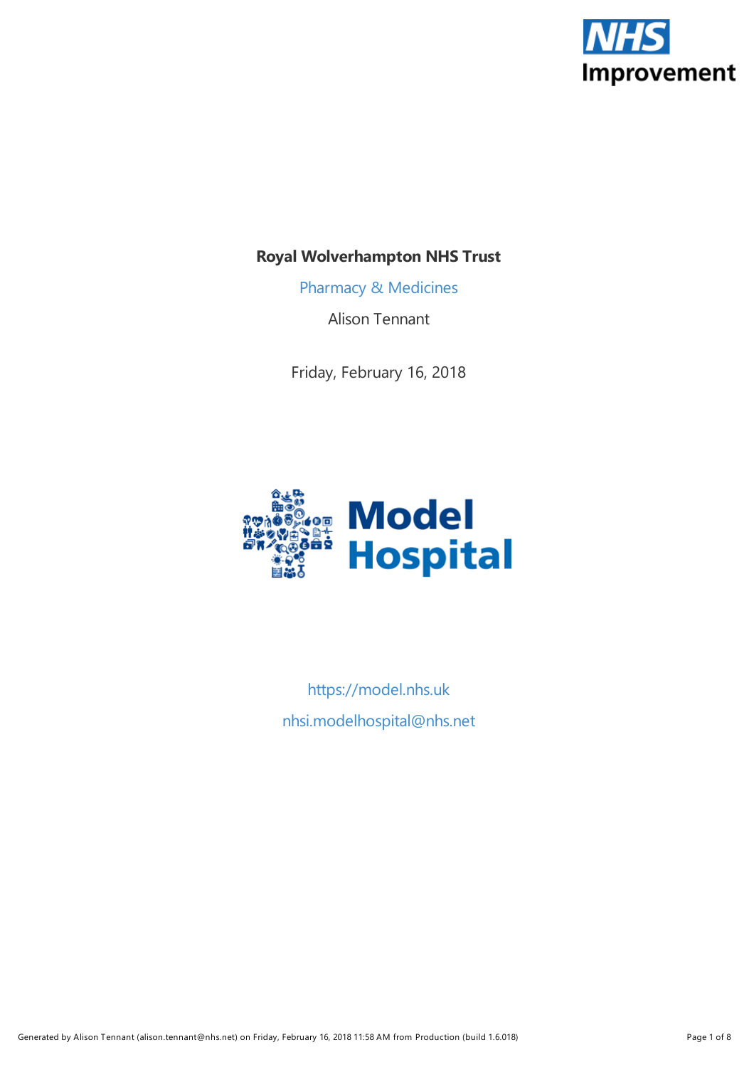**Royal Wolverhampton NHS Trust**

Pharmacy & Medicines

Alison Tennant

Friday, February 16, 2018

Model Hospital

https://model.nhs.uk

nhsi.modelhospital@nhs.net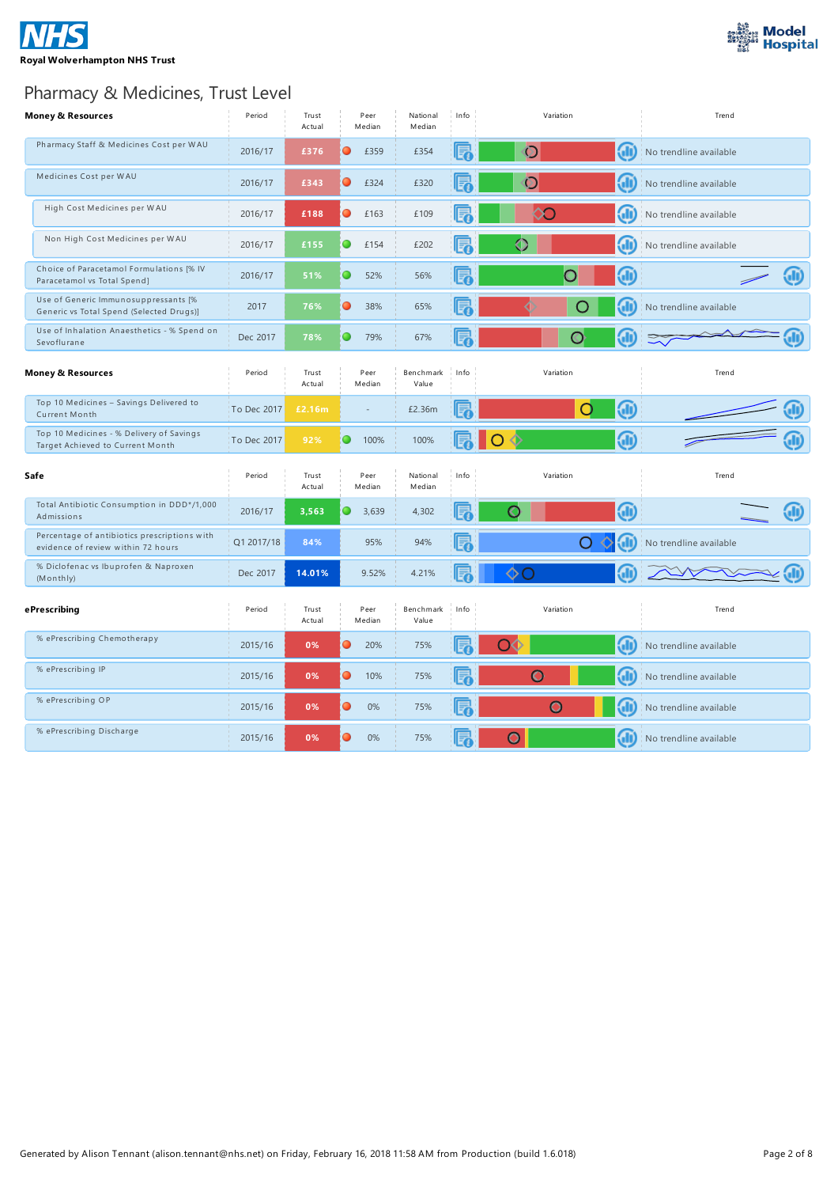**Royal Wolverhampton NHS Trust**

# Pharmacy & Medicines, Trust Level

| Money & Resources | Period | Trust Actual | Peer Median | National Median | Info | Variation | Trend |
|---|---|---|---|---|---|---|---|
| Pharmacy Staff & Medicines Cost per WAU | 2016/17 | £376 | £359 | £354 | | | No trendline available |
| Medicines Cost per WAU | 2016/17 | £343 | £324 | £320 | | | No trendline available |
| High Cost Medicines per WAU | 2016/17 | £188 | £163 | £109 | | | No trendline available |
| Non High Cost Medicines per WAU | 2016/17 | £155 | £154 | £202 | | | No trendline available |
| Choice of Paracetamol Formulations [% IV Paracetamol vs Total Spend] | 2016/17 | 51% | 52% | 56% | | | |
| Use of Generic Immunosuppressants [% Generic vs Total Spend (Selected Drugs)] | 2017 | 76% | 38% | 65% | | | No trendline available |
| Use of Inhalation Anaesthetics - % Spend on Sevoflurane | Dec 2017 | 78% | 79% | 67% | | | |

| Money & Resources | Period | Trust Actual | Peer Median | Benchmark Value | Info | Variation | Trend |
|---|---|---|---|---|---|---|---|
| Top 10 Medicines – Savings Delivered to Current Month | To Dec 2017 | £2.16m | - | £2.36m | | | |
| Top 10 Medicines - % Delivery of Savings Target Achieved to Current Month | To Dec 2017 | 92% | 100% | 100% | | | |

| Safe | Period | Trust Actual | Peer Median | National Median | Info | Variation | Trend |
|---|---|---|---|---|---|---|---|
| Total Antibiotic Consumption in DDD*/1,000 Admissions | 2016/17 | 3,563 | 3,639 | 4,302 | | | |
| Percentage of antibiotics prescriptions with evidence of review within 72 hours | Q1 2017/18 | 84% | 95% | 94% | | | No trendline available |
| % Diclofenac vs Ibuprofen & Naproxen (Monthly) | Dec 2017 | 14.01% | 9.52% | 4.21% | | | |

| ePrescribing | Period | Trust Actual | Peer Median | Benchmark Value | Info | Variation | Trend |
|---|---|---|---|---|---|---|---|
| % ePrescribing Chemotherapy | 2015/16 | 0% | 20% | 75% | | | No trendline available |
| % ePrescribing IP | 2015/16 | 0% | 10% | 75% | | | No trendline available |
| % ePrescribing OP | 2015/16 | 0% | 0% | 75% | | | No trendline available |
| % ePrescribing Discharge | 2015/16 | 0% | 0% | 75% | | | No trendline available |

Generated by Alison Tennant (alison.tennant@nhs.net) on Friday, February 16, 2018 11:58 AM from Production (build 1.6.018)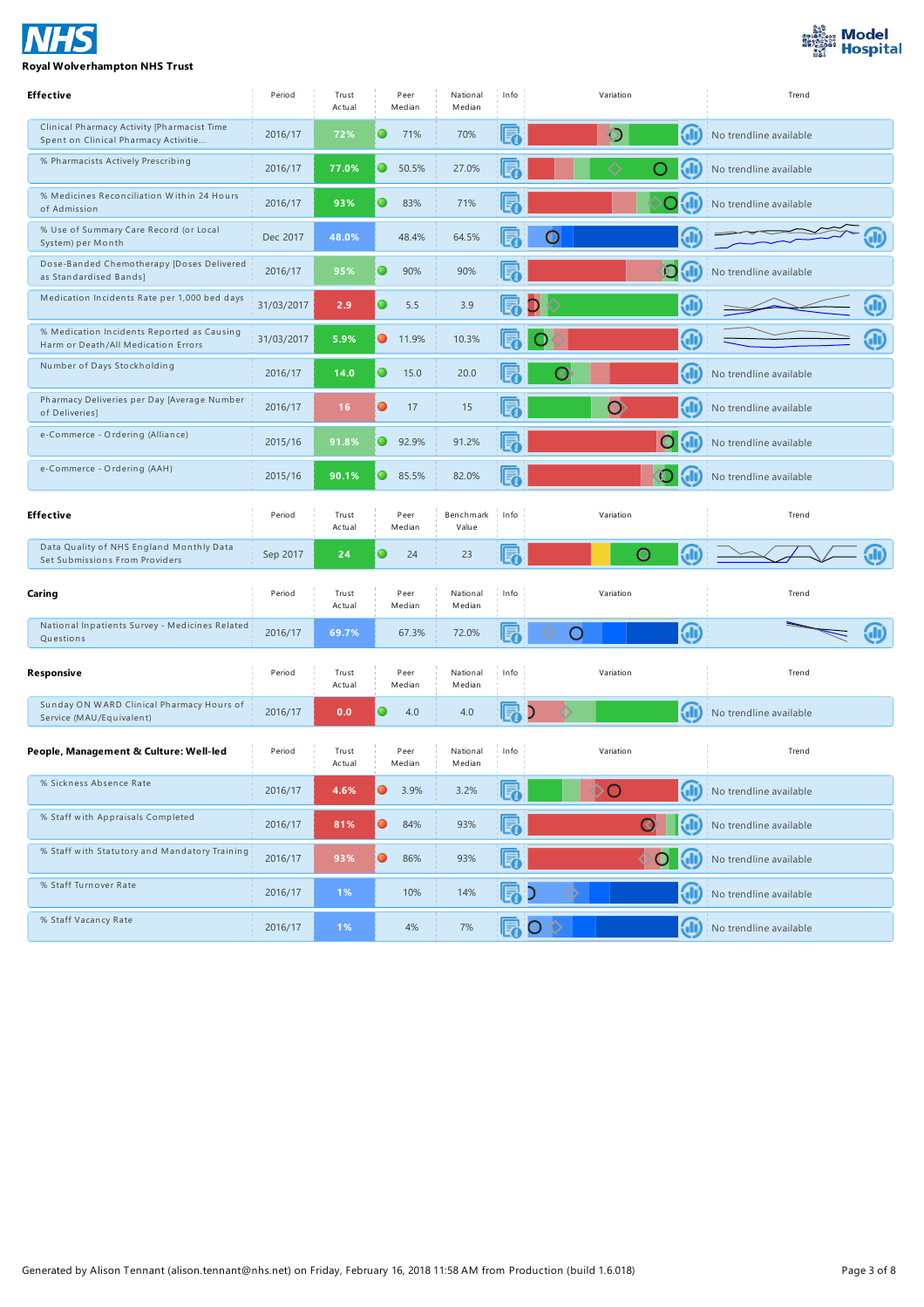**NHS**

**Royal Wolverhampton NHS Trust**

**Model Hospital**

| Effective | Period | Trust Actual | Peer Median | National Median | Info | Variation | Trend |
|---|---|---|---|---|---|---|---|
| Clinical Pharmacy Activity [Pharmacist Time Spent on Clinical Pharmacy Activitie... | 2016/17 | 72% | 71% | 70% | | | No trendline available |
| % Pharmacists Actively Prescribing | 2016/17 | 77.0% | 50.5% | 27.0% | | | No trendline available |
| % Medicines Reconciliation Within 24 Hours of Admission | 2016/17 | 93% | 83% | 71% | | | No trendline available |
| % Use of Summary Care Record (or Local System) per Month | Dec 2017 | 48.0% | 48.4% | 64.5% | | | |
| Dose-Banded Chemotherapy [Doses Delivered as Standardised Bands] | 2016/17 | 95% | 90% | 90% | | | No trendline available |
| Medication Incidents Rate per 1,000 bed days | 31/03/2017 | 2.9 | 5.5 | 3.9 | | | |
| % Medication Incidents Reported as Causing Harm or Death/All Medication Errors | 31/03/2017 | 5.9% | 11.9% | 10.3% | | | |
| Number of Days Stockholding | 2016/17 | 14.0 | 15.0 | 20.0 | | | No trendline available |
| Pharmacy Deliveries per Day [Average Number of Deliveries] | 2016/17 | 16 | 17 | 15 | | | No trendline available |
| e-Commerce - Ordering (Alliance) | 2015/16 | 91.8% | 92.9% | 91.2% | | | No trendline available |
| e-Commerce - Ordering (AAH) | 2015/16 | 90.1% | 85.5% | 82.0% | | | No trendline available |

| Effective | Period | Trust Actual | Peer Median | Benchmark Value | Info | Variation | Trend |
|---|---|---|---|---|---|---|---|
| Data Quality of NHS England Monthly Data Set Submissions From Providers | Sep 2017 | 24 | 24 | 23 | | | |

| Caring | Period | Trust Actual | Peer Median | National Median | Info | Variation | Trend |
|---|---|---|---|---|---|---|---|
| National Inpatients Survey - Medicines Related Questions | 2016/17 | 69.7% | 67.3% | 72.0% | | | |

| Responsive | Period | Trust Actual | Peer Median | National Median | Info | Variation | Trend |
|---|---|---|---|---|---|---|---|
| Sunday ON WARD Clinical Pharmacy Hours of Service (MAU/Equivalent) | 2016/17 | 0.0 | 4.0 | 4.0 | | | No trendline available |

| People, Management & Culture: Well-led | Period | Trust Actual | Peer Median | National Median | Info | Variation | Trend |
|---|---|---|---|---|---|---|---|
| % Sickness Absence Rate | 2016/17 | 4.6% | 3.9% | 3.2% | | | No trendline available |
| % Staff with Appraisals Completed | 2016/17 | 81% | 84% | 93% | | | No trendline available |
| % Staff with Statutory and Mandatory Training | 2016/17 | 93% | 86% | 93% | | | No trendline available |
| % Staff Turnover Rate | 2016/17 | 1% | 10% | 14% | | | No trendline available |
| % Staff Vacancy Rate | 2016/17 | 1% | 4% | 7% | | | No trendline available |

Generated by Alison Tennant (alison.tennant@nhs.net) on Friday, February 16, 2018 11:58 AM from Production (build 1.6.018)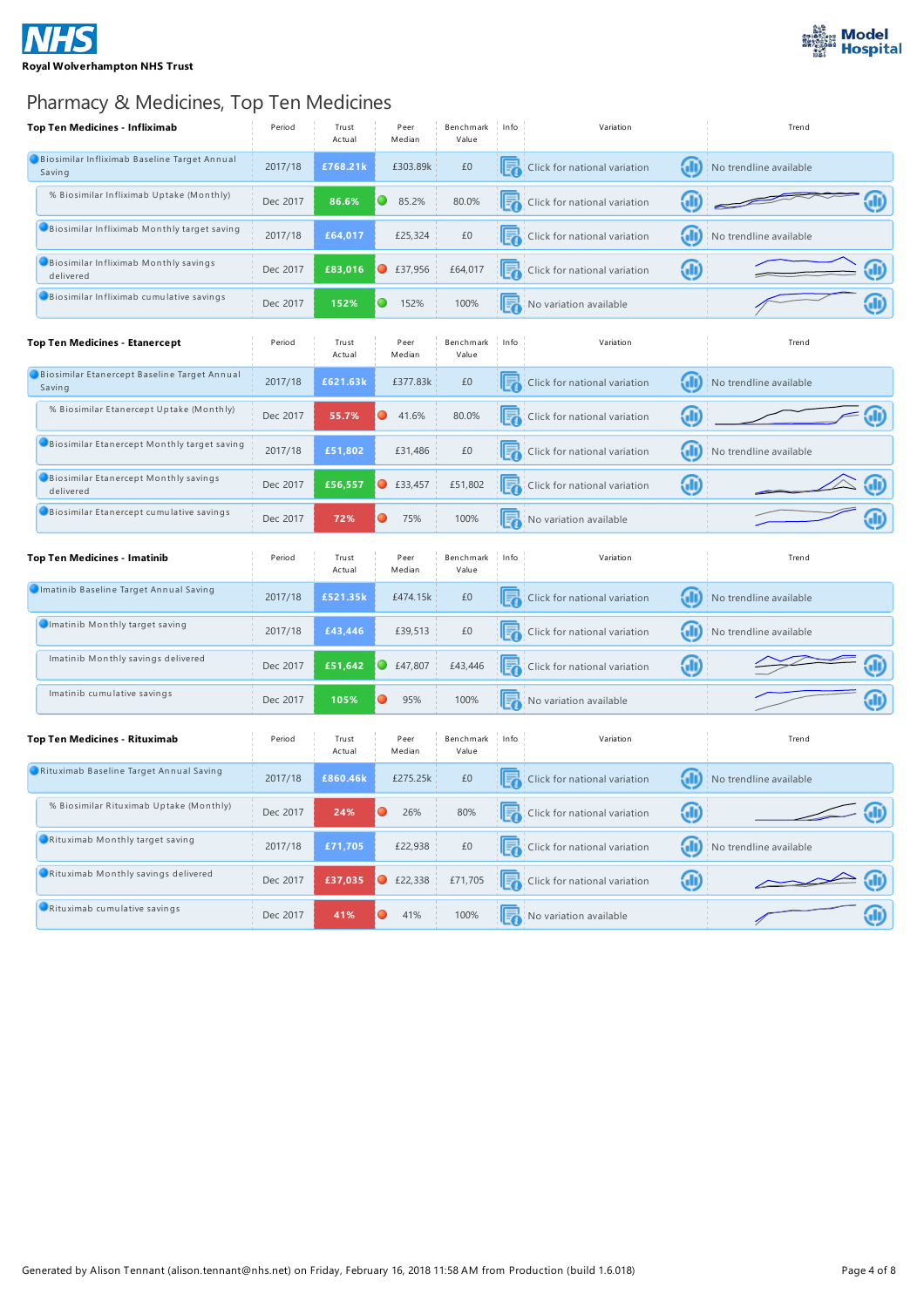Royal Wolverhampton NHS Trust

# Pharmacy & Medicines, Top Ten Medicines

| Top Ten Medicines - Infliximab | Period | Trust Actual | Peer Median | Benchmark Value | Info | Variation | Trend |
|---|---|---|---|---|---|---|---|
| Biosimilar Infliximab Baseline Target Annual Saving | 2017/18 | £768.21k | £303.89k | £0 | | Click for national variation | No trendline available |
| % Biosimilar Infliximab Uptake (Monthly) | Dec 2017 | 86.6% | 85.2% | 80.0% | | Click for national variation | |
| Biosimilar Infliximab Monthly target saving | 2017/18 | £64,017 | £25,324 | £0 | | Click for national variation | No trendline available |
| Biosimilar Infliximab Monthly savings delivered | Dec 2017 | £83,016 | £37,956 | £64,017 | | Click for national variation | |
| Biosimilar Infliximab cumulative savings | Dec 2017 | 152% | 152% | 100% | | No variation available | |

| Top Ten Medicines - Etanercept | Period | Trust Actual | Peer Median | Benchmark Value | Info | Variation | Trend |
|---|---|---|---|---|---|---|---|
| Biosimilar Etanercept Baseline Target Annual Saving | 2017/18 | £621.63k | £377.83k | £0 | | Click for national variation | No trendline available |
| % Biosimilar Etanercept Uptake (Monthly) | Dec 2017 | 55.7% | 41.6% | 80.0% | | Click for national variation | |
| Biosimilar Etanercept Monthly target saving | 2017/18 | £51,802 | £31,486 | £0 | | Click for national variation | No trendline available |
| Biosimilar Etanercept Monthly savings delivered | Dec 2017 | £56,557 | £33,457 | £51,802 | | Click for national variation | |
| Biosimilar Etanercept cumulative savings | Dec 2017 | 72% | 75% | 100% | | No variation available | |

| Top Ten Medicines - Imatinib | Period | Trust Actual | Peer Median | Benchmark Value | Info | Variation | Trend |
|---|---|---|---|---|---|---|---|
| Imatinib Baseline Target Annual Saving | 2017/18 | £521.35k | £474.15k | £0 | | Click for national variation | No trendline available |
| Imatinib Monthly target saving | 2017/18 | £43,446 | £39,513 | £0 | | Click for national variation | No trendline available |
| Imatinib Monthly savings delivered | Dec 2017 | £51,642 | £47,807 | £43,446 | | Click for national variation | |
| Imatinib cumulative savings | Dec 2017 | 105% | 95% | 100% | | No variation available | |

| Top Ten Medicines - Rituximab | Period | Trust Actual | Peer Median | Benchmark Value | Info | Variation | Trend |
|---|---|---|---|---|---|---|---|
| Rituximab Baseline Target Annual Saving | 2017/18 | £860.46k | £275.25k | £0 | | Click for national variation | No trendline available |
| % Biosimilar Rituximab Uptake (Monthly) | Dec 2017 | 24% | 26% | 80% | | Click for national variation | |
| Rituximab Monthly target saving | 2017/18 | £71,705 | £22,938 | £0 | | Click for national variation | No trendline available |
| Rituximab Monthly savings delivered | Dec 2017 | £37,035 | £22,338 | £71,705 | | Click for national variation | |
| Rituximab cumulative savings | Dec 2017 | 41% | 41% | 100% | | No variation available | |

Generated by Alison Tennant (alison.tennant@nhs.net) on Friday, February 16, 2018 11:58 AM from Production (build 1.6.018)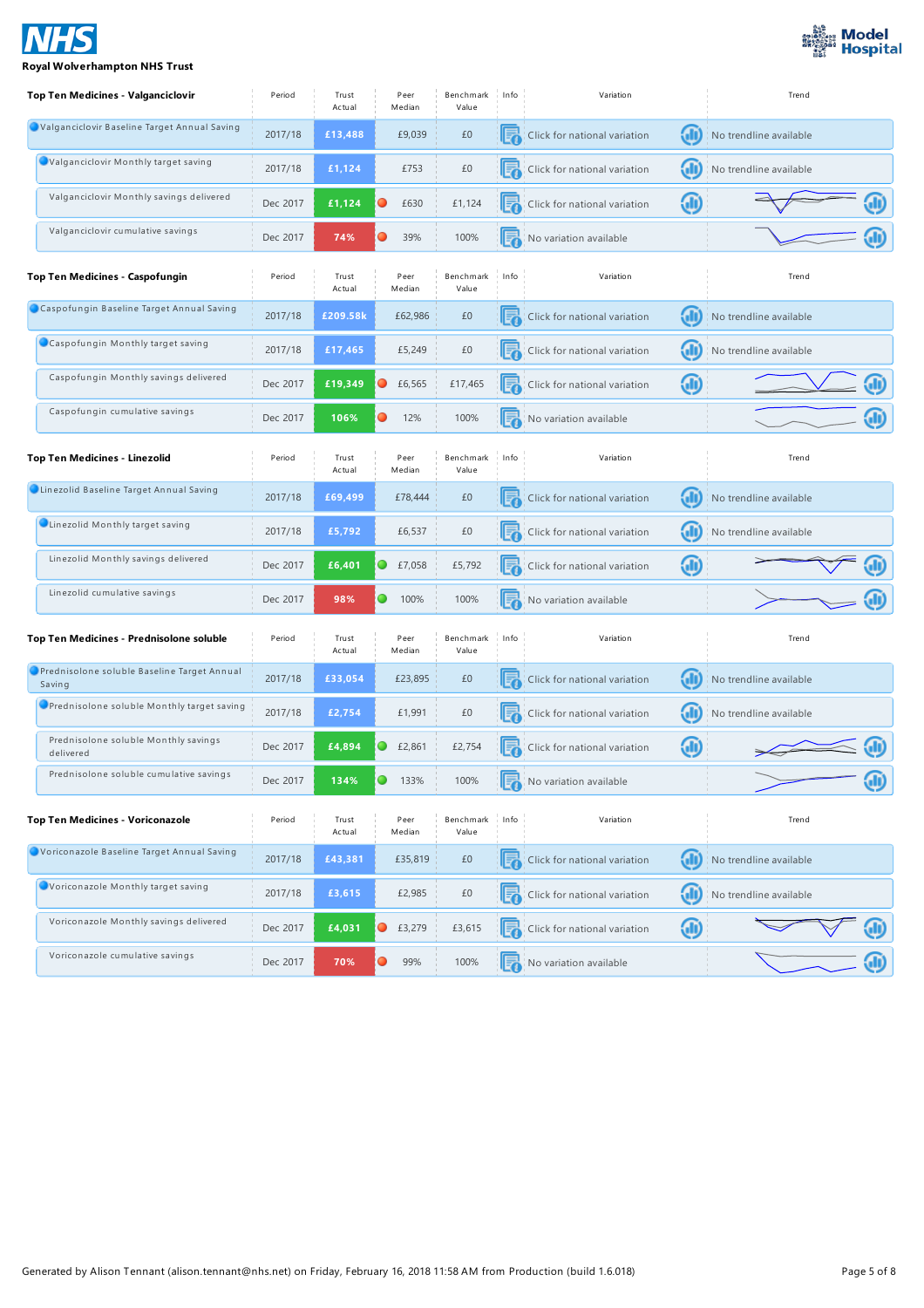**NHS**

**Royal Wolverhampton NHS Trust**

**Model Hospital**

| Top Ten Medicines - Valganciclovir | Period | Trust Actual | Peer Median | Benchmark Value | Info | Variation | Trend |
|---|---|---|---|---|---|---|---|
| Valganciclovir Baseline Target Annual Saving | 2017/18 | £13,488 | £9,039 | £0 | | Click for national variation | No trendline available |
| Valganciclovir Monthly target saving | 2017/18 | £1,124 | £753 | £0 | | Click for national variation | No trendline available |
| Valganciclovir Monthly savings delivered | Dec 2017 | £1,124 | £630 | £1,124 | | Click for national variation | |
| Valganciclovir cumulative savings | Dec 2017 | 74% | 39% | 100% | | No variation available | |

| Top Ten Medicines - Caspofungin | Period | Trust Actual | Peer Median | Benchmark Value | Info | Variation | Trend |
|---|---|---|---|---|---|---|---|
| Caspofungin Baseline Target Annual Saving | 2017/18 | £209.58k | £62,986 | £0 | | Click for national variation | No trendline available |
| Caspofungin Monthly target saving | 2017/18 | £17,465 | £5,249 | £0 | | Click for national variation | No trendline available |
| Caspofungin Monthly savings delivered | Dec 2017 | £19,349 | £6,565 | £17,465 | | Click for national variation | |
| Caspofungin cumulative savings | Dec 2017 | 106% | 12% | 100% | | No variation available | |

| Top Ten Medicines - Linezolid | Period | Trust Actual | Peer Median | Benchmark Value | Info | Variation | Trend |
|---|---|---|---|---|---|---|---|
| Linezolid Baseline Target Annual Saving | 2017/18 | £69,499 | £78,444 | £0 | | Click for national variation | No trendline available |
| Linezolid Monthly target saving | 2017/18 | £5,792 | £6,537 | £0 | | Click for national variation | No trendline available |
| Linezolid Monthly savings delivered | Dec 2017 | £6,401 | £7,058 | £5,792 | | Click for national variation | |
| Linezolid cumulative savings | Dec 2017 | 98% | 100% | 100% | | No variation available | |

| Top Ten Medicines - Prednisolone soluble | Period | Trust Actual | Peer Median | Benchmark Value | Info | Variation | Trend |
|---|---|---|---|---|---|---|---|
| Prednisolone soluble Baseline Target Annual Saving | 2017/18 | £33,054 | £23,895 | £0 | | Click for national variation | No trendline available |
| Prednisolone soluble Monthly target saving | 2017/18 | £2,754 | £1,991 | £0 | | Click for national variation | No trendline available |
| Prednisolone soluble Monthly savings delivered | Dec 2017 | £4,894 | £2,861 | £2,754 | | Click for national variation | |
| Prednisolone soluble cumulative savings | Dec 2017 | 134% | 133% | 100% | | No variation available | |

| Top Ten Medicines - Voriconazole | Period | Trust Actual | Peer Median | Benchmark Value | Info | Variation | Trend |
|---|---|---|---|---|---|---|---|
| Voriconazole Baseline Target Annual Saving | 2017/18 | £43,381 | £35,819 | £0 | | Click for national variation | No trendline available |
| Voriconazole Monthly target saving | 2017/18 | £3,615 | £2,985 | £0 | | Click for national variation | No trendline available |
| Voriconazole Monthly savings delivered | Dec 2017 | £4,031 | £3,279 | £3,615 | | Click for national variation | |
| Voriconazole cumulative savings | Dec 2017 | 70% | 99% | 100% | | No variation available | |

Generated by Alison Tennant (alison.tennant@nhs.net) on Friday, February 16, 2018 11:58 AM from Production (build 1.6.018)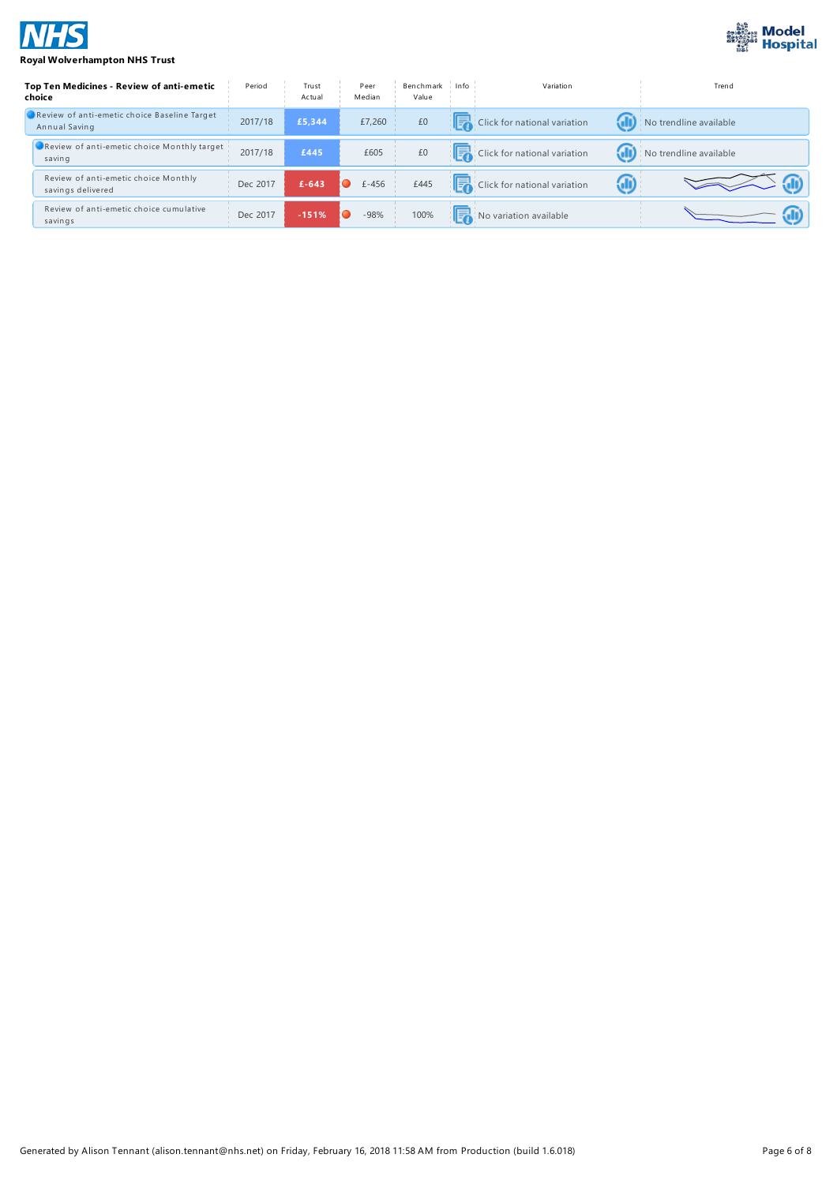**Royal Wolverhampton NHS Trust**

| Top Ten Medicines - Review of anti-emetic choice | Period | Trust Actual | Peer Median | Benchmark Value | Info | Variation | Trend |
|---|---|---|---|---|---|---|---|
| Review of anti-emetic choice Baseline Target Annual Saving | 2017/18 | £5,344 | £7,260 | £0 | | Click for national variation | No trendline available |
| Review of anti-emetic choice Monthly target saving | 2017/18 | £445 | £605 | £0 | | Click for national variation | No trendline available |
| Review of anti-emetic choice Monthly savings delivered | Dec 2017 | £-643 | £-456 | £445 | | Click for national variation | |
| Review of anti-emetic choice cumulative savings | Dec 2017 | -151% | -98% | 100% | | No variation available | |

Generated by Alison Tennant (alison.tennant@nhs.net) on Friday, February 16, 2018 11:58 AM from Production (build 1.6.018)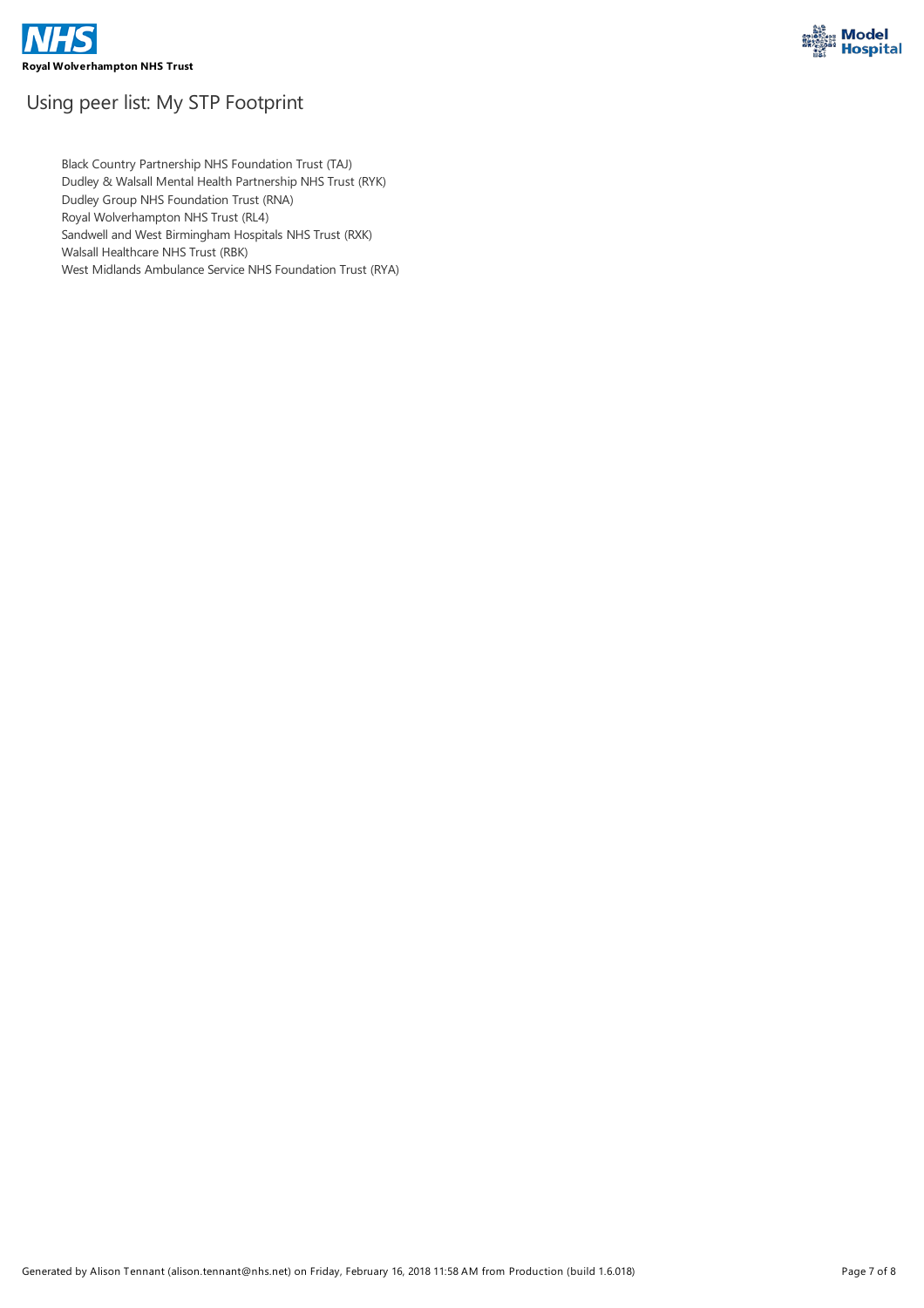## Using peer list: My STP Footprint

- Black Country Partnership NHS Foundation Trust (TAJ)
- Dudley & Walsall Mental Health Partnership NHS Trust (RYK)
- Dudley Group NHS Foundation Trust (RNA)
- Royal Wolverhampton NHS Trust (RL4)
- Sandwell and West Birmingham Hospitals NHS Trust (RXK)
- Walsall Healthcare NHS Trust (RBK)
- West Midlands Ambulance Service NHS Foundation Trust (RYA)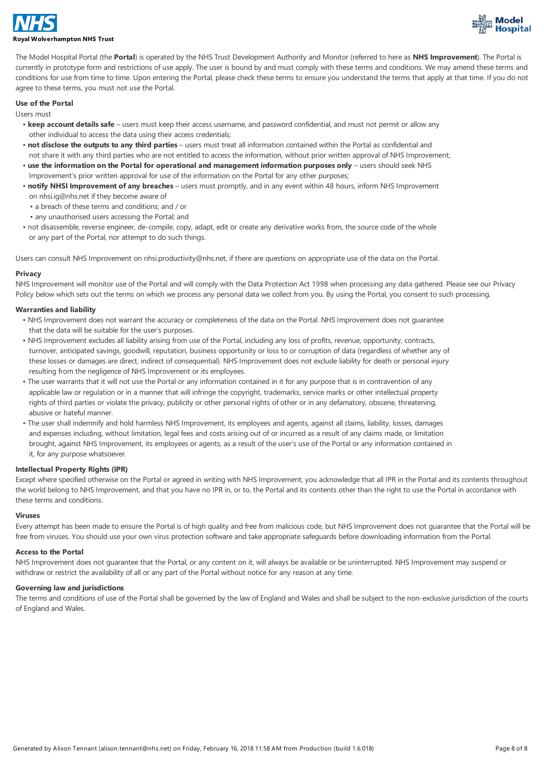The Model Hospital Portal (the **Portal**) is operated by the NHS Trust Development Authority and Monitor (referred to here as **NHS Improvement**). The Portal is currently in prototype form and restrictions of use apply. The user is bound by and must comply with these terms and conditions. We may amend these terms and conditions for use from time to time. Upon entering the Portal, please check these terms to ensure you understand the terms that apply at that time. If you do not agree to these terms, you must not use the Portal.

**Use of the Portal**

Users must

- **keep account details safe** – users must keep their access username, and password confidential, and must not permit or allow any other individual to access the data using their access credentials;
- **not disclose the outputs to any third parties** – users must treat all information contained within the Portal as confidential and not share it with any third parties who are not entitled to access the information, without prior written approval of NHS Improvement;
- **use the information on the Portal for operational and management information purposes only** – users should seek NHS Improvement's prior written approval for use of the information on the Portal for any other purposes;
- **notify NHSI Improvement of any breaches** – users must promptly, and in any event within 48 hours, inform NHS Improvement on nhsi.ig@nhs.net if they become aware of
  - a breach of these terms and conditions; and / or
  - any unauthorised users accessing the Portal; and
- not disassemble, reverse engineer, de-compile, copy, adapt, edit or create any derivative works from, the source code of the whole or any part of the Portal, nor attempt to do such things.

Users can consult NHS Improvement on nhsi.productivity@nhs.net, if there are questions on appropriate use of the data on the Portal.

**Privacy**

NHS Improvement will monitor use of the Portal and will comply with the Data Protection Act 1998 when processing any data gathered. Please see our Privacy Policy below which sets out the terms on which we process any personal data we collect from you. By using the Portal, you consent to such processing.

**Warranties and liability**

- NHS Improvement does not warrant the accuracy or completeness of the data on the Portal. NHS Improvement does not guarantee that the data will be suitable for the user's purposes.
- NHS Improvement excludes all liability arising from use of the Portal, including any loss of profits, revenue, opportunity, contracts, turnover, anticipated savings, goodwill, reputation, business opportunity or loss to or corruption of data (regardless of whether any of these losses or damages are direct, indirect of consequential). NHS Improvement does not exclude liability for death or personal injury resulting from the negligence of NHS Improvement or its employees.
- The user warrants that it will not use the Portal or any information contained in it for any purpose that is in contravention of any applicable law or regulation or in a manner that will infringe the copyright, trademarks, service marks or other intellectual property rights of third parties or violate the privacy, publicity or other personal rights of other or in any defamatory, obscene, threatening, abusive or hateful manner.
- The user shall indemnify and hold harmless NHS Improvement, its employees and agents, against all claims, liability, losses, damages and expenses including, without limitation, legal fees and costs arising out of or incurred as a result of any claims made, or limitation brought, against NHS Improvement, its employees or agents, as a result of the user's use of the Portal or any information contained in it, for any purpose whatsoever.

**Intellectual Property Rights (IPR)**

Except where specified otherwise on the Portal or agreed in writing with NHS Improvement, you acknowledge that all IPR in the Portal and its contents throughout the world belong to NHS Improvement, and that you have no IPR in, or to, the Portal and its contents other than the right to use the Portal in accordance with these terms and conditions.

**Viruses**

Every attempt has been made to ensure the Portal is of high quality and free from malicious code, but NHS Improvement does not guarantee that the Portal will be free from viruses. You should use your own virus protection software and take appropriate safeguards before downloading information from the Portal.

**Access to the Portal**

NHS Improvement does not guarantee that the Portal, or any content on it, will always be available or be uninterrupted. NHS Improvement may suspend or withdraw or restrict the availability of all or any part of the Portal without notice for any reason at any time.

**Governing law and jurisdictions**

The terms and conditions of use of the Portal shall be governed by the law of England and Wales and shall be subject to the non-exclusive jurisdiction of the courts of England and Wales.